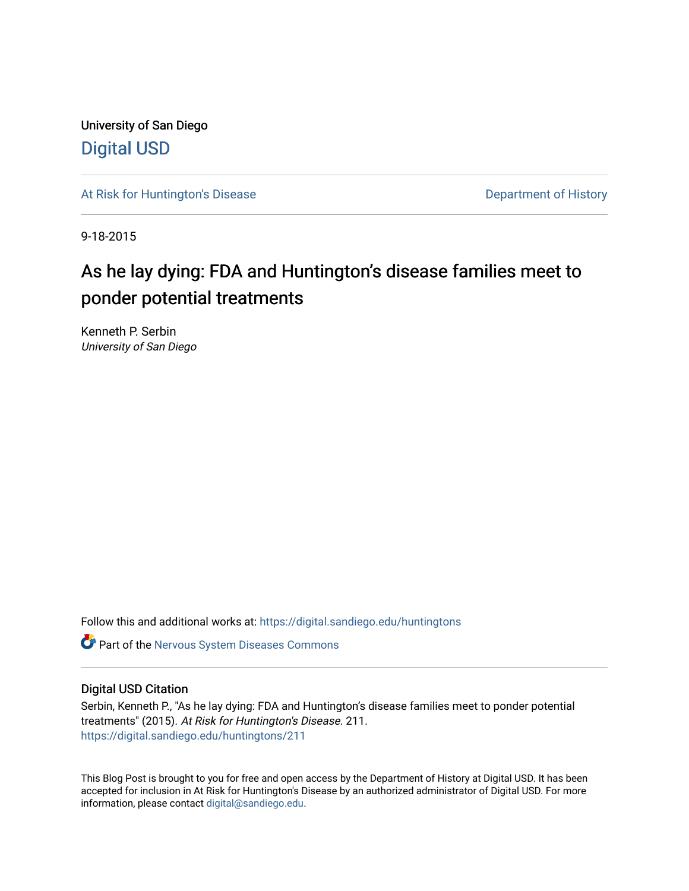University of San Diego

Digital USD

At Risk for Huntington's Disease

Department of History

9-18-2015

# As he lay dying: FDA and Huntington's disease families meet to ponder potential treatments

Kenneth P. Serbin
*University of San Diego*

Follow this and additional works at: https://digital.sandiego.edu/huntingtons

Part of the Nervous System Diseases Commons

## Digital USD Citation

Serbin, Kenneth P., "As he lay dying: FDA and Huntington's disease families meet to ponder potential treatments" (2015). *At Risk for Huntington's Disease*. 211.
https://digital.sandiego.edu/huntingtons/211

This Blog Post is brought to you for free and open access by the Department of History at Digital USD. It has been accepted for inclusion in At Risk for Huntington's Disease by an authorized administrator of Digital USD. For more information, please contact digital@sandiego.edu.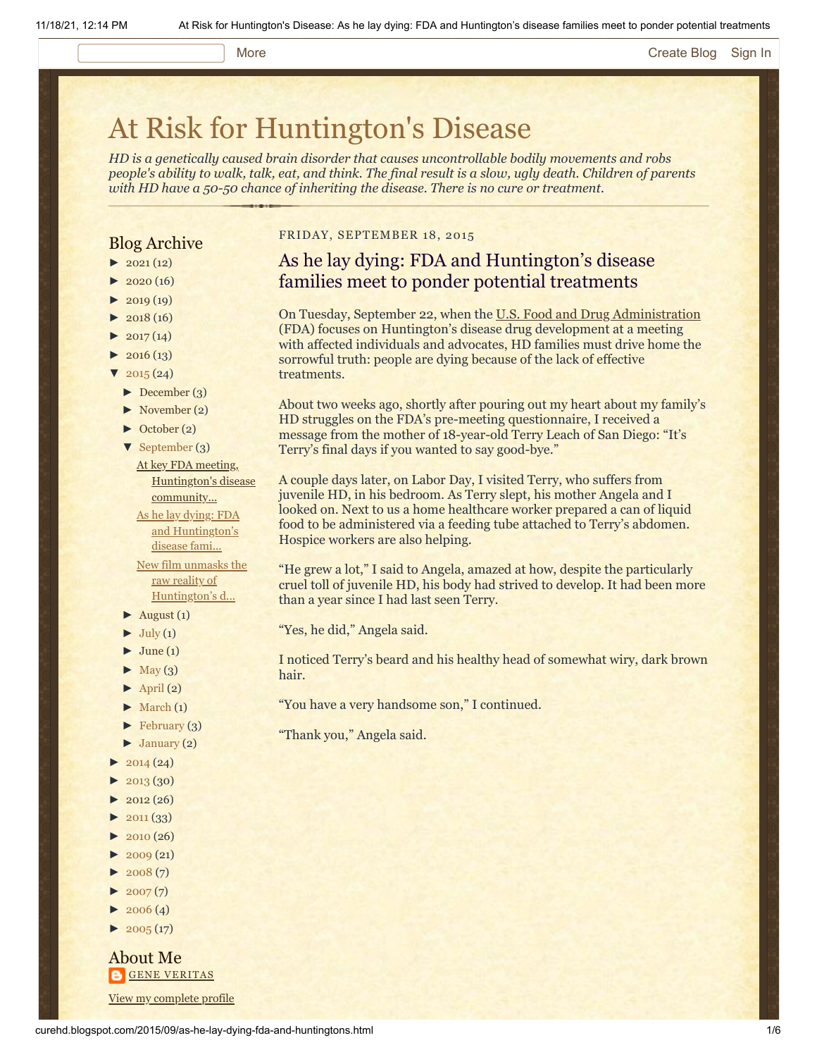# At Risk for Huntington's Disease

*HD is a genetically caused brain disorder that causes uncontrollable bodily movements and robs people's ability to walk, talk, eat, and think. The final result is a slow, ugly death. Children of parents with HD have a 50-50 chance of inheriting the disease. There is no cure or treatment.*

## Blog Archive

- ► 2021 (12)
- ► 2020 (16)
- ► 2019 (19)
- ► 2018 (16)
- ► 2017 (14)
- ► 2016 (13)
- ▼ 2015 (24)
  - ► December (3)
  - ► November (2)
  - ► October (2)
  - ▼ September (3)
    - At key FDA meeting, Huntington's disease community...
    - As he lay dying: FDA and Huntington's disease fami...
    - New film unmasks the raw reality of Huntington's d...
  - ► August (1)
  - ► July (1)
  - ► June (1)
  - ► May (3)
  - ► April (2)
  - ► March (1)
  - ► February (3)
  - ► January (2)
- ► 2014 (24)
- ► 2013 (30)
- ► 2012 (26)
- ► 2011 (33)
- ► 2010 (26)
- ► 2009 (21)
- ► 2008 (7)
- ► 2007 (7)
- ► 2006 (4)
- ► 2005 (17)

## About Me

GENE VERITAS

View my complete profile

FRIDAY, SEPTEMBER 18, 2015

## As he lay dying: FDA and Huntington's disease families meet to ponder potential treatments

On Tuesday, September 22, when the U.S. Food and Drug Administration (FDA) focuses on Huntington's disease drug development at a meeting with affected individuals and advocates, HD families must drive home the sorrowful truth: people are dying because of the lack of effective treatments.

About two weeks ago, shortly after pouring out my heart about my family's HD struggles on the FDA's pre-meeting questionnaire, I received a message from the mother of 18-year-old Terry Leach of San Diego: "It's Terry's final days if you wanted to say good-bye."

A couple days later, on Labor Day, I visited Terry, who suffers from juvenile HD, in his bedroom. As Terry slept, his mother Angela and I looked on. Next to us a home healthcare worker prepared a can of liquid food to be administered via a feeding tube attached to Terry's abdomen. Hospice workers are also helping.

"He grew a lot," I said to Angela, amazed at how, despite the particularly cruel toll of juvenile HD, his body had strived to develop. It had been more than a year since I had last seen Terry.

"Yes, he did," Angela said.

I noticed Terry's beard and his healthy head of somewhat wiry, dark brown hair.

"You have a very handsome son," I continued.

"Thank you," Angela said.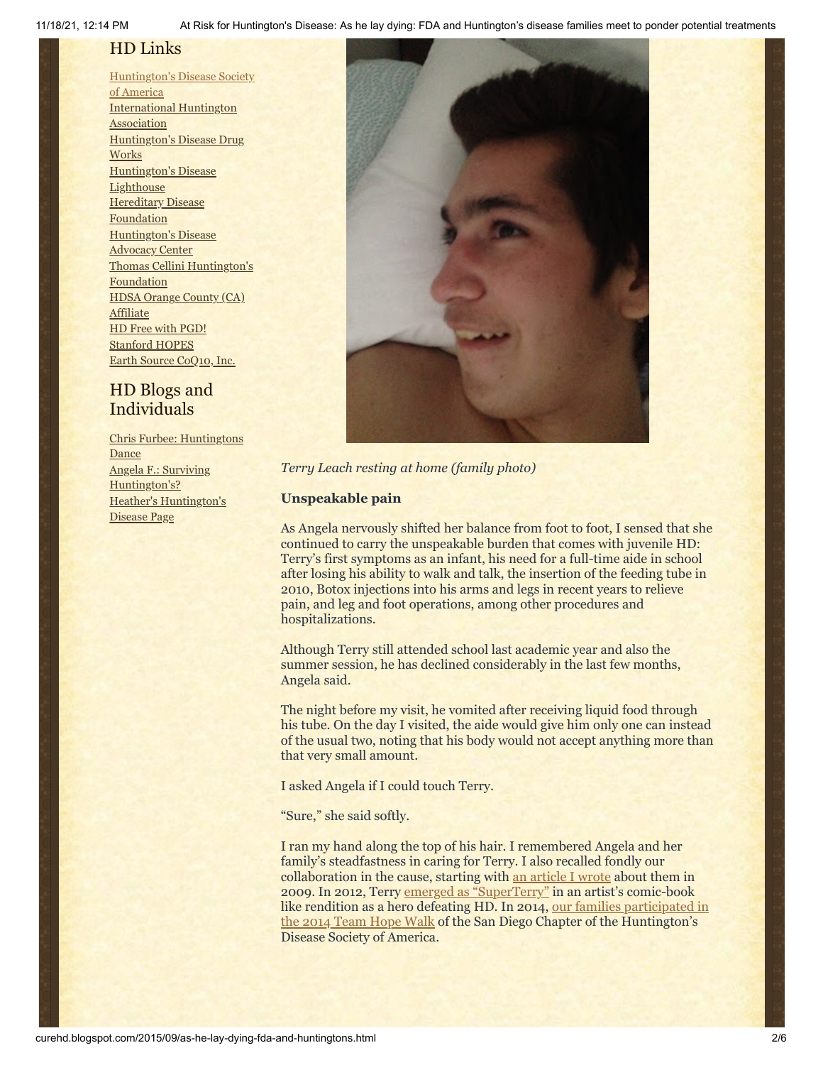## HD Links

Huntington's Disease Society of America
International Huntington Association
Huntington's Disease Drug Works
Huntington's Disease Lighthouse
Hereditary Disease Foundation
Huntington's Disease Advocacy Center
Thomas Cellini Huntington's Foundation
HDSA Orange County (CA) Affiliate
HD Free with PGD!
Stanford HOPES
Earth Source CoQ10, Inc.

## HD Blogs and Individuals

Chris Furbee: Huntingtons Dance
Angela F.: Surviving Huntington's?
Heather's Huntington's Disease Page

*Terry Leach resting at home (family photo)*

**Unspeakable pain**

As Angela nervously shifted her balance from foot to foot, I sensed that she continued to carry the unspeakable burden that comes with juvenile HD: Terry's first symptoms as an infant, his need for a full-time aide in school after losing his ability to walk and talk, the insertion of the feeding tube in 2010, Botox injections into his arms and legs in recent years to relieve pain, and leg and foot operations, among other procedures and hospitalizations.

Although Terry still attended school last academic year and also the summer session, he has declined considerably in the last few months, Angela said.

The night before my visit, he vomited after receiving liquid food through his tube. On the day I visited, the aide would give him only one can instead of the usual two, noting that his body would not accept anything more than that very small amount.

I asked Angela if I could touch Terry.

"Sure," she said softly.

I ran my hand along the top of his hair. I remembered Angela and her family's steadfastness in caring for Terry. I also recalled fondly our collaboration in the cause, starting with an article I wrote about them in 2009. In 2012, Terry emerged as "SuperTerry" in an artist's comic-book like rendition as a hero defeating HD. In 2014, our families participated in the 2014 Team Hope Walk of the San Diego Chapter of the Huntington's Disease Society of America.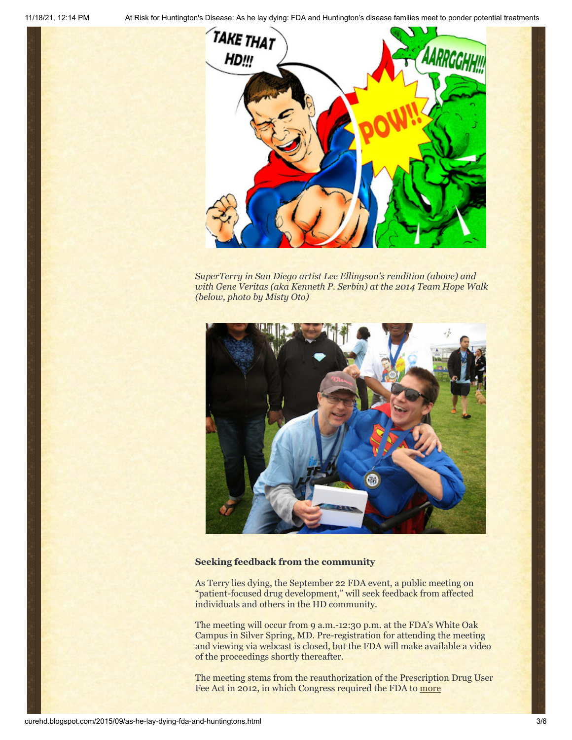*SuperTerry in San Diego artist Lee Ellingson's rendition (above) and with Gene Veritas (aka Kenneth P. Serbin) at the 2014 Team Hope Walk (below, photo by Misty Oto)*

### Seeking feedback from the community

As Terry lies dying, the September 22 FDA event, a public meeting on "patient-focused drug development," will seek feedback from affected individuals and others in the HD community.

The meeting will occur from 9 a.m.-12:30 p.m. at the FDA's White Oak Campus in Silver Spring, MD. Pre-registration for attending the meeting and viewing via webcast is closed, but the FDA will make available a video of the proceedings shortly thereafter.

The meeting stems from the reauthorization of the Prescription Drug User Fee Act in 2012, in which Congress required the FDA to more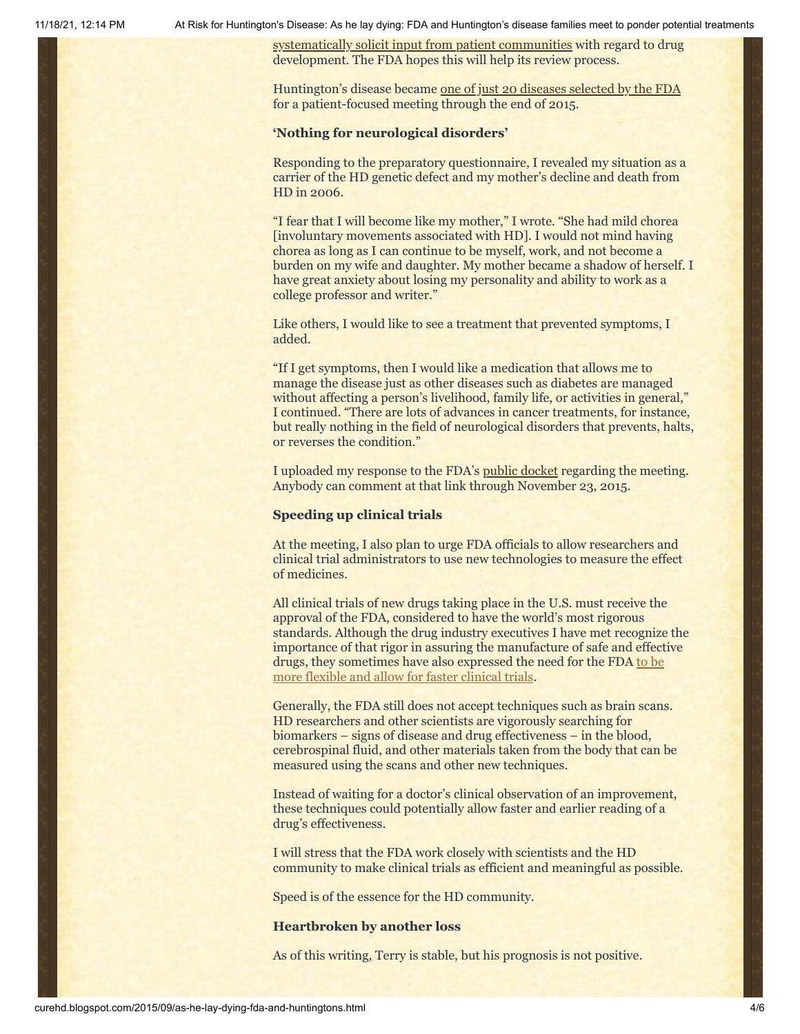systematically solicit input from patient communities with regard to drug development. The FDA hopes this will help its review process.

Huntington's disease became one of just 20 diseases selected by the FDA for a patient-focused meeting through the end of 2015.

### 'Nothing for neurological disorders'

Responding to the preparatory questionnaire, I revealed my situation as a carrier of the HD genetic defect and my mother's decline and death from HD in 2006.

"I fear that I will become like my mother," I wrote. "She had mild chorea [involuntary movements associated with HD]. I would not mind having chorea as long as I can continue to be myself, work, and not become a burden on my wife and daughter. My mother became a shadow of herself. I have great anxiety about losing my personality and ability to work as a college professor and writer."

Like others, I would like to see a treatment that prevented symptoms, I added.

"If I get symptoms, then I would like a medication that allows me to manage the disease just as other diseases such as diabetes are managed without affecting a person's livelihood, family life, or activities in general," I continued. "There are lots of advances in cancer treatments, for instance, but really nothing in the field of neurological disorders that prevents, halts, or reverses the condition."

I uploaded my response to the FDA's public docket regarding the meeting. Anybody can comment at that link through November 23, 2015.

### Speeding up clinical trials

At the meeting, I also plan to urge FDA officials to allow researchers and clinical trial administrators to use new technologies to measure the effect of medicines.

All clinical trials of new drugs taking place in the U.S. must receive the approval of the FDA, considered to have the world's most rigorous standards. Although the drug industry executives I have met recognize the importance of that rigor in assuring the manufacture of safe and effective drugs, they sometimes have also expressed the need for the FDA to be more flexible and allow for faster clinical trials.

Generally, the FDA still does not accept techniques such as brain scans. HD researchers and other scientists are vigorously searching for biomarkers – signs of disease and drug effectiveness – in the blood, cerebrospinal fluid, and other materials taken from the body that can be measured using the scans and other new techniques.

Instead of waiting for a doctor's clinical observation of an improvement, these techniques could potentially allow faster and earlier reading of a drug's effectiveness.

I will stress that the FDA work closely with scientists and the HD community to make clinical trials as efficient and meaningful as possible.

Speed is of the essence for the HD community.

### Heartbroken by another loss

As of this writing, Terry is stable, but his prognosis is not positive.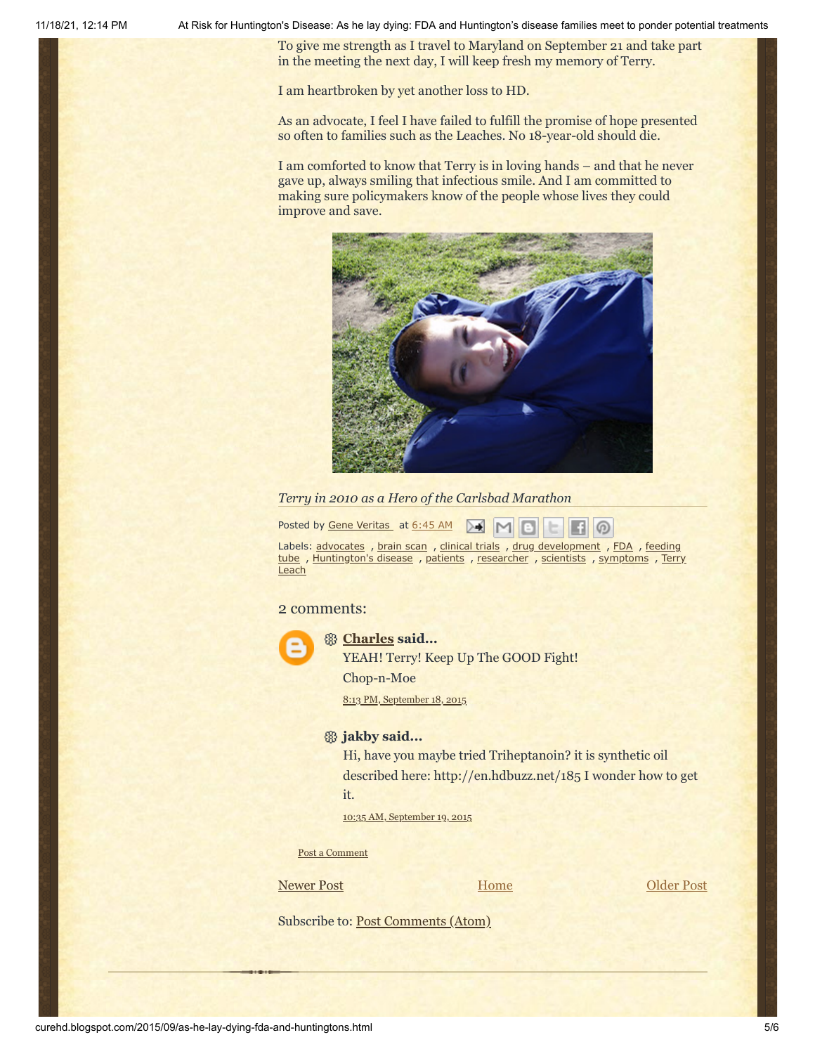To give me strength as I travel to Maryland on September 21 and take part in the meeting the next day, I will keep fresh my memory of Terry.

I am heartbroken by yet another loss to HD.

As an advocate, I feel I have failed to fulfill the promise of hope presented so often to families such as the Leaches. No 18-year-old should die.

I am comforted to know that Terry is in loving hands – and that he never gave up, always smiling that infectious smile. And I am committed to making sure policymakers know of the people whose lives they could improve and save.

*Terry in 2010 as a Hero of the Carlsbad Marathon*

Posted by Gene Veritas at 6:45 AM

Labels: advocates , brain scan , clinical trials , drug development , FDA , feeding tube , Huntington's disease , patients , researcher , scientists , symptoms , Terry Leach

## 2 comments:

**Charles said...**

YEAH! Terry! Keep Up The GOOD Fight!

Chop-n-Moe

8:13 PM, September 18, 2015

**jakby said...**

Hi, have you maybe tried Triheptanoin? it is synthetic oil described here: http://en.hdbuzz.net/185 I wonder how to get it.

10:35 AM, September 19, 2015

Post a Comment

Newer Post | Home | Older Post

Subscribe to: Post Comments (Atom)